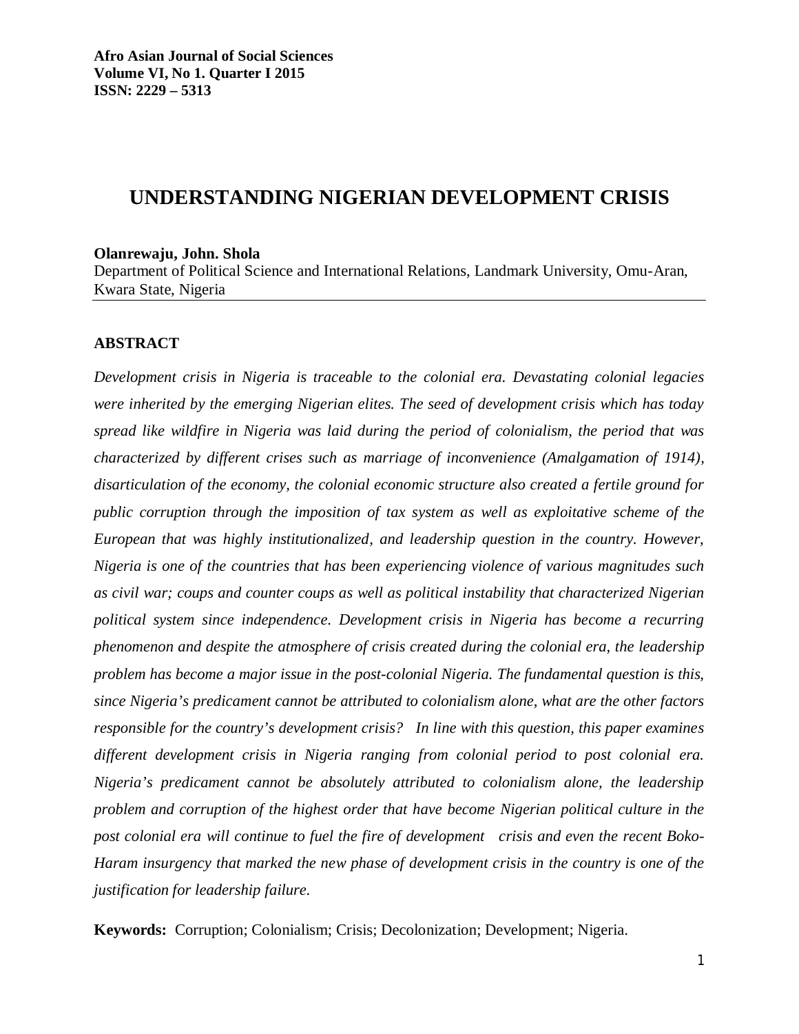# UNDERSTANDING NIGERIAN DEVELOPMENT CRISIS

**Olanrewaju, John. Shola**
Department of Political Science and International Relations, Landmark University, Omu-Aran, Kwara State, Nigeria

## ABSTRACT

*Development crisis in Nigeria is traceable to the colonial era. Devastating colonial legacies were inherited by the emerging Nigerian elites. The seed of development crisis which has today spread like wildfire in Nigeria was laid during the period of colonialism, the period that was characterized by different crises such as marriage of inconvenience (Amalgamation of 1914), disarticulation of the economy, the colonial economic structure also created a fertile ground for public corruption through the imposition of tax system as well as exploitative scheme of the European that was highly institutionalized, and leadership question in the country. However, Nigeria is one of the countries that has been experiencing violence of various magnitudes such as civil war; coups and counter coups as well as political instability that characterized Nigerian political system since independence. Development crisis in Nigeria has become a recurring phenomenon and despite the atmosphere of crisis created during the colonial era, the leadership problem has become a major issue in the post-colonial Nigeria. The fundamental question is this, since Nigeria's predicament cannot be attributed to colonialism alone, what are the other factors responsible for the country's development crisis? In line with this question, this paper examines different development crisis in Nigeria ranging from colonial period to post colonial era. Nigeria's predicament cannot be absolutely attributed to colonialism alone, the leadership problem and corruption of the highest order that have become Nigerian political culture in the post colonial era will continue to fuel the fire of development crisis and even the recent Boko-Haram insurgency that marked the new phase of development crisis in the country is one of the justification for leadership failure.*

**Keywords:** Corruption; Colonialism; Crisis; Decolonization; Development; Nigeria.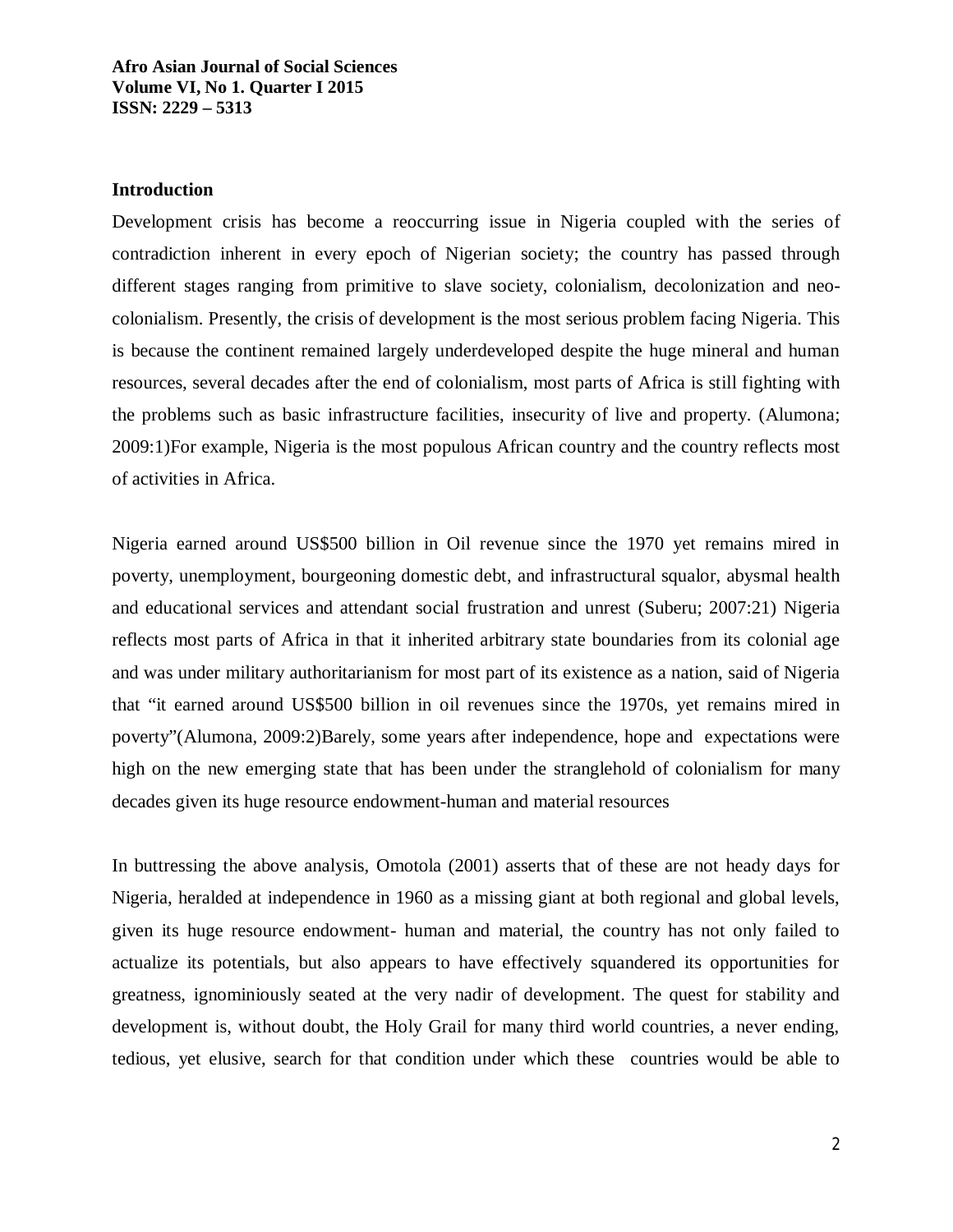## Introduction

Development crisis has become a reoccurring issue in Nigeria coupled with the series of contradiction inherent in every epoch of Nigerian society; the country has passed through different stages ranging from primitive to slave society, colonialism, decolonization and neo-colonialism. Presently, the crisis of development is the most serious problem facing Nigeria. This is because the continent remained largely underdeveloped despite the huge mineral and human resources, several decades after the end of colonialism, most parts of Africa is still fighting with the problems such as basic infrastructure facilities, insecurity of live and property. (Alumona; 2009:1)For example, Nigeria is the most populous African country and the country reflects most of activities in Africa.

Nigeria earned around US$500 billion in Oil revenue since the 1970 yet remains mired in poverty, unemployment, bourgeoning domestic debt, and infrastructural squalor, abysmal health and educational services and attendant social frustration and unrest (Suberu; 2007:21) Nigeria reflects most parts of Africa in that it inherited arbitrary state boundaries from its colonial age and was under military authoritarianism for most part of its existence as a nation, said of Nigeria that "it earned around US$500 billion in oil revenues since the 1970s, yet remains mired in poverty"(Alumona, 2009:2)Barely, some years after independence, hope and expectations were high on the new emerging state that has been under the stranglehold of colonialism for many decades given its huge resource endowment-human and material resources

In buttressing the above analysis, Omotola (2001) asserts that of these are not heady days for Nigeria, heralded at independence in 1960 as a missing giant at both regional and global levels, given its huge resource endowment- human and material, the country has not only failed to actualize its potentials, but also appears to have effectively squandered its opportunities for greatness, ignominiously seated at the very nadir of development. The quest for stability and development is, without doubt, the Holy Grail for many third world countries, a never ending, tedious, yet elusive, search for that condition under which these countries would be able to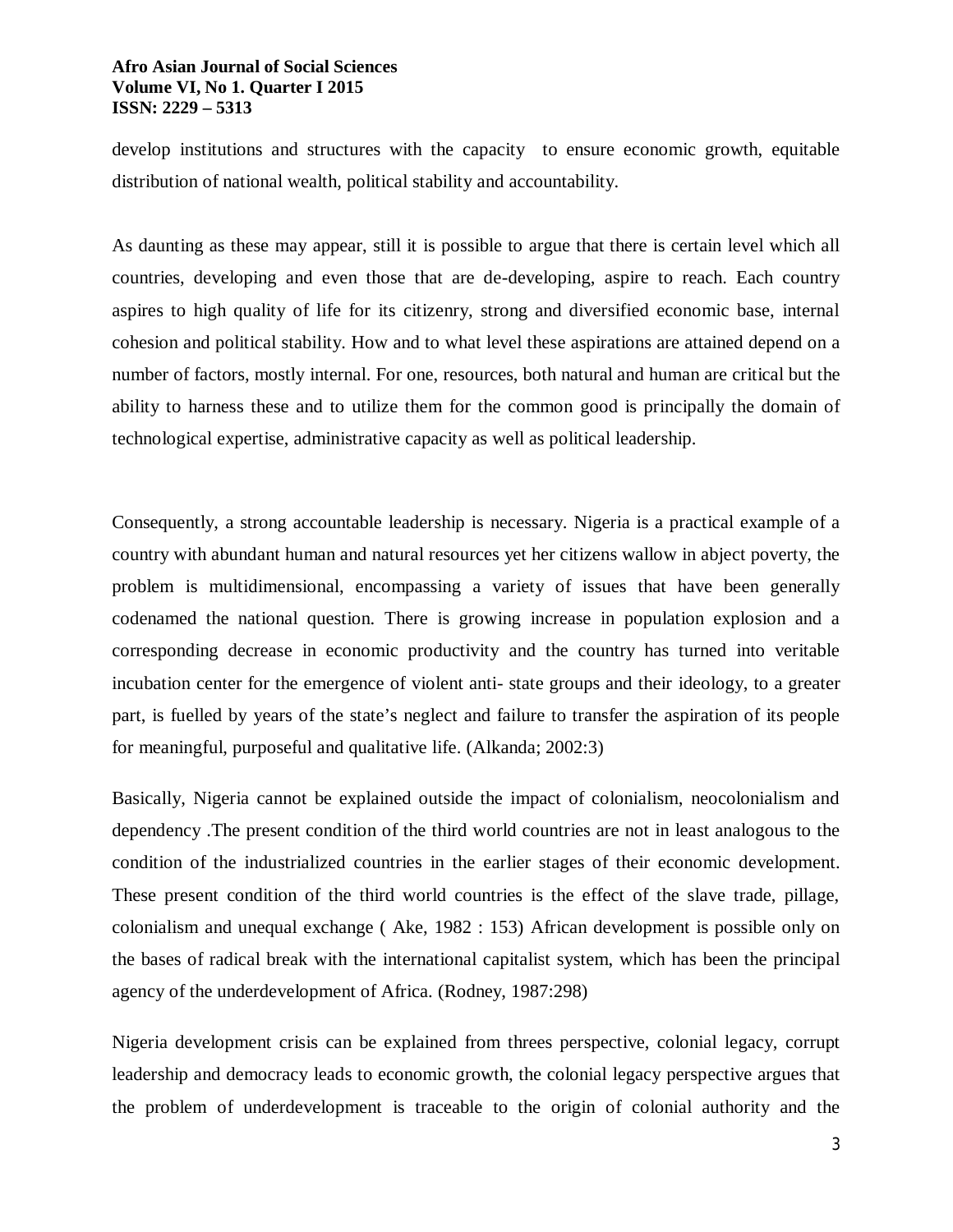develop institutions and structures with the capacity to ensure economic growth, equitable distribution of national wealth, political stability and accountability.

As daunting as these may appear, still it is possible to argue that there is certain level which all countries, developing and even those that are de-developing, aspire to reach. Each country aspires to high quality of life for its citizenry, strong and diversified economic base, internal cohesion and political stability. How and to what level these aspirations are attained depend on a number of factors, mostly internal. For one, resources, both natural and human are critical but the ability to harness these and to utilize them for the common good is principally the domain of technological expertise, administrative capacity as well as political leadership.

Consequently, a strong accountable leadership is necessary. Nigeria is a practical example of a country with abundant human and natural resources yet her citizens wallow in abject poverty, the problem is multidimensional, encompassing a variety of issues that have been generally codenamed the national question. There is growing increase in population explosion and a corresponding decrease in economic productivity and the country has turned into veritable incubation center for the emergence of violent anti- state groups and their ideology, to a greater part, is fuelled by years of the state's neglect and failure to transfer the aspiration of its people for meaningful, purposeful and qualitative life. (Alkanda; 2002:3)

Basically, Nigeria cannot be explained outside the impact of colonialism, neocolonialism and dependency .The present condition of the third world countries are not in least analogous to the condition of the industrialized countries in the earlier stages of their economic development. These present condition of the third world countries is the effect of the slave trade, pillage, colonialism and unequal exchange ( Ake, 1982 : 153) African development is possible only on the bases of radical break with the international capitalist system, which has been the principal agency of the underdevelopment of Africa. (Rodney, 1987:298)

Nigeria development crisis can be explained from threes perspective, colonial legacy, corrupt leadership and democracy leads to economic growth, the colonial legacy perspective argues that the problem of underdevelopment is traceable to the origin of colonial authority and the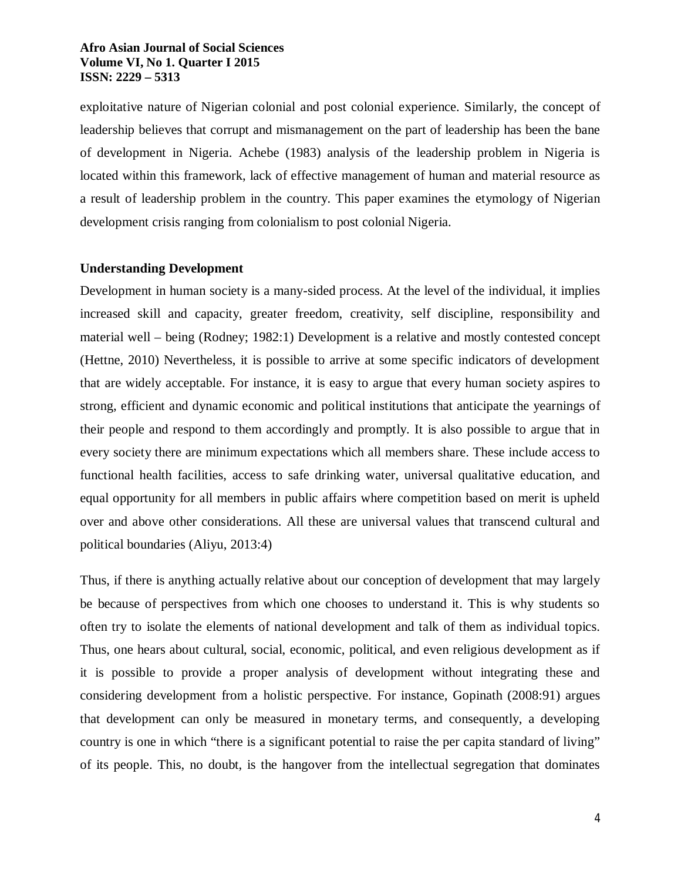exploitative nature of Nigerian colonial and post colonial experience. Similarly, the concept of leadership believes that corrupt and mismanagement on the part of leadership has been the bane of development in Nigeria. Achebe (1983) analysis of the leadership problem in Nigeria is located within this framework, lack of effective management of human and material resource as a result of leadership problem in the country. This paper examines the etymology of Nigerian development crisis ranging from colonialism to post colonial Nigeria.

## Understanding Development

Development in human society is a many-sided process. At the level of the individual, it implies increased skill and capacity, greater freedom, creativity, self discipline, responsibility and material well – being (Rodney; 1982:1) Development is a relative and mostly contested concept (Hettne, 2010) Nevertheless, it is possible to arrive at some specific indicators of development that are widely acceptable. For instance, it is easy to argue that every human society aspires to strong, efficient and dynamic economic and political institutions that anticipate the yearnings of their people and respond to them accordingly and promptly. It is also possible to argue that in every society there are minimum expectations which all members share. These include access to functional health facilities, access to safe drinking water, universal qualitative education, and equal opportunity for all members in public affairs where competition based on merit is upheld over and above other considerations. All these are universal values that transcend cultural and political boundaries (Aliyu, 2013:4)

Thus, if there is anything actually relative about our conception of development that may largely be because of perspectives from which one chooses to understand it. This is why students so often try to isolate the elements of national development and talk of them as individual topics. Thus, one hears about cultural, social, economic, political, and even religious development as if it is possible to provide a proper analysis of development without integrating these and considering development from a holistic perspective. For instance, Gopinath (2008:91) argues that development can only be measured in monetary terms, and consequently, a developing country is one in which "there is a significant potential to raise the per capita standard of living" of its people. This, no doubt, is the hangover from the intellectual segregation that dominates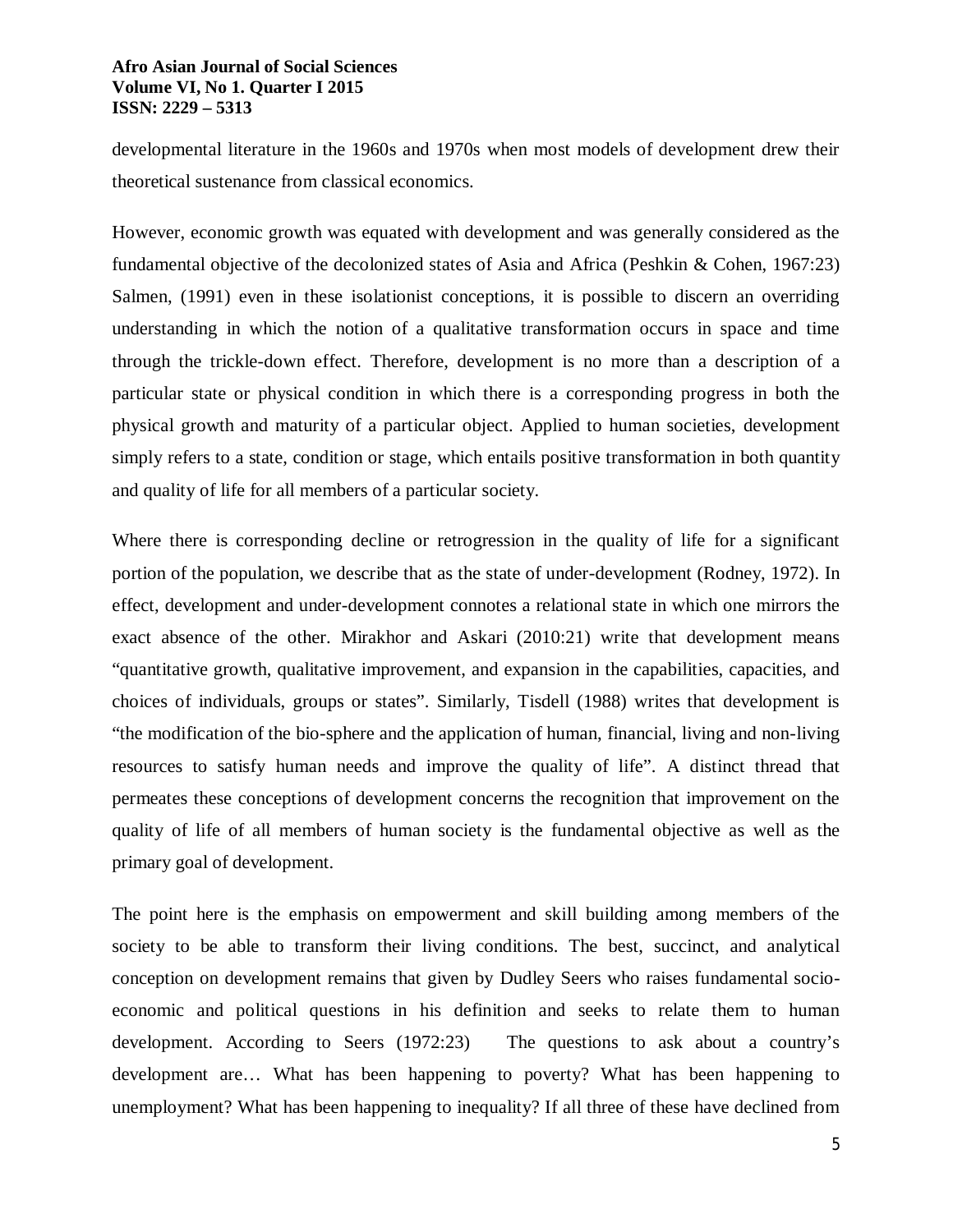developmental literature in the 1960s and 1970s when most models of development drew their theoretical sustenance from classical economics.

However, economic growth was equated with development and was generally considered as the fundamental objective of the decolonized states of Asia and Africa (Peshkin & Cohen, 1967:23) Salmen, (1991) even in these isolationist conceptions, it is possible to discern an overriding understanding in which the notion of a qualitative transformation occurs in space and time through the trickle-down effect. Therefore, development is no more than a description of a particular state or physical condition in which there is a corresponding progress in both the physical growth and maturity of a particular object. Applied to human societies, development simply refers to a state, condition or stage, which entails positive transformation in both quantity and quality of life for all members of a particular society.

Where there is corresponding decline or retrogression in the quality of life for a significant portion of the population, we describe that as the state of under-development (Rodney, 1972). In effect, development and under-development connotes a relational state in which one mirrors the exact absence of the other. Mirakhor and Askari (2010:21) write that development means "quantitative growth, qualitative improvement, and expansion in the capabilities, capacities, and choices of individuals, groups or states". Similarly, Tisdell (1988) writes that development is "the modification of the bio-sphere and the application of human, financial, living and non-living resources to satisfy human needs and improve the quality of life". A distinct thread that permeates these conceptions of development concerns the recognition that improvement on the quality of life of all members of human society is the fundamental objective as well as the primary goal of development.

The point here is the emphasis on empowerment and skill building among members of the society to be able to transform their living conditions. The best, succinct, and analytical conception on development remains that given by Dudley Seers who raises fundamental socio-economic and political questions in his definition and seeks to relate them to human development. According to Seers (1972:23) The questions to ask about a country's development are… What has been happening to poverty? What has been happening to unemployment? What has been happening to inequality? If all three of these have declined from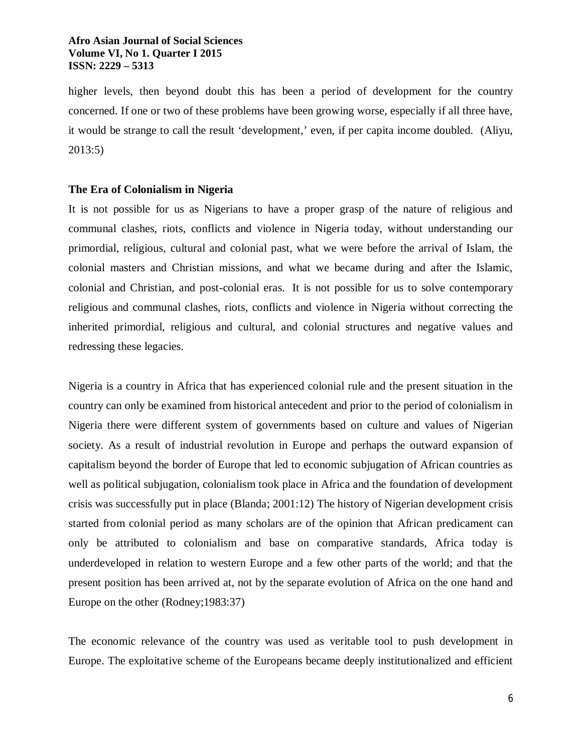higher levels, then beyond doubt this has been a period of development for the country concerned. If one or two of these problems have been growing worse, especially if all three have, it would be strange to call the result 'development,' even, if per capita income doubled. (Aliyu, 2013:5)

**The Era of Colonialism in Nigeria**

It is not possible for us as Nigerians to have a proper grasp of the nature of religious and communal clashes, riots, conflicts and violence in Nigeria today, without understanding our primordial, religious, cultural and colonial past, what we were before the arrival of Islam, the colonial masters and Christian missions, and what we became during and after the Islamic, colonial and Christian, and post-colonial eras. It is not possible for us to solve contemporary religious and communal clashes, riots, conflicts and violence in Nigeria without correcting the inherited primordial, religious and cultural, and colonial structures and negative values and redressing these legacies.

Nigeria is a country in Africa that has experienced colonial rule and the present situation in the country can only be examined from historical antecedent and prior to the period of colonialism in Nigeria there were different system of governments based on culture and values of Nigerian society. As a result of industrial revolution in Europe and perhaps the outward expansion of capitalism beyond the border of Europe that led to economic subjugation of African countries as well as political subjugation, colonialism took place in Africa and the foundation of development crisis was successfully put in place (Blanda; 2001:12) The history of Nigerian development crisis started from colonial period as many scholars are of the opinion that African predicament can only be attributed to colonialism and base on comparative standards, Africa today is underdeveloped in relation to western Europe and a few other parts of the world; and that the present position has been arrived at, not by the separate evolution of Africa on the one hand and Europe on the other (Rodney;1983:37)

The economic relevance of the country was used as veritable tool to push development in Europe. The exploitative scheme of the Europeans became deeply institutionalized and efficient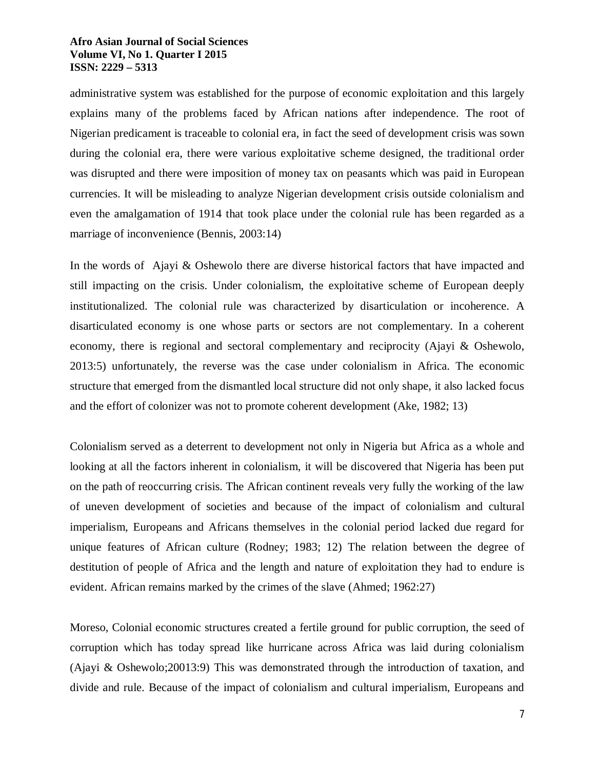administrative system was established for the purpose of economic exploitation and this largely explains many of the problems faced by African nations after independence. The root of Nigerian predicament is traceable to colonial era, in fact the seed of development crisis was sown during the colonial era, there were various exploitative scheme designed, the traditional order was disrupted and there were imposition of money tax on peasants which was paid in European currencies. It will be misleading to analyze Nigerian development crisis outside colonialism and even the amalgamation of 1914 that took place under the colonial rule has been regarded as a marriage of inconvenience (Bennis, 2003:14)

In the words of Ajayi & Oshewolo there are diverse historical factors that have impacted and still impacting on the crisis. Under colonialism, the exploitative scheme of European deeply institutionalized. The colonial rule was characterized by disarticulation or incoherence. A disarticulated economy is one whose parts or sectors are not complementary. In a coherent economy, there is regional and sectoral complementary and reciprocity (Ajayi & Oshewolo, 2013:5) unfortunately, the reverse was the case under colonialism in Africa. The economic structure that emerged from the dismantled local structure did not only shape, it also lacked focus and the effort of colonizer was not to promote coherent development (Ake, 1982; 13)

Colonialism served as a deterrent to development not only in Nigeria but Africa as a whole and looking at all the factors inherent in colonialism, it will be discovered that Nigeria has been put on the path of reoccurring crisis. The African continent reveals very fully the working of the law of uneven development of societies and because of the impact of colonialism and cultural imperialism, Europeans and Africans themselves in the colonial period lacked due regard for unique features of African culture (Rodney; 1983; 12) The relation between the degree of destitution of people of Africa and the length and nature of exploitation they had to endure is evident. African remains marked by the crimes of the slave (Ahmed; 1962:27)

Moreso, Colonial economic structures created a fertile ground for public corruption, the seed of corruption which has today spread like hurricane across Africa was laid during colonialism (Ajayi & Oshewolo;20013:9) This was demonstrated through the introduction of taxation, and divide and rule. Because of the impact of colonialism and cultural imperialism, Europeans and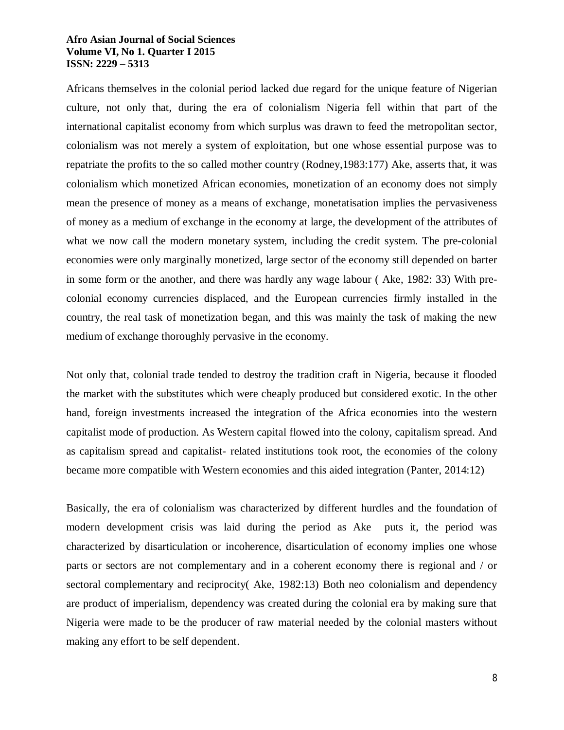Africans themselves in the colonial period lacked due regard for the unique feature of Nigerian culture, not only that, during the era of colonialism Nigeria fell within that part of the international capitalist economy from which surplus was drawn to feed the metropolitan sector, colonialism was not merely a system of exploitation, but one whose essential purpose was to repatriate the profits to the so called mother country (Rodney,1983:177) Ake, asserts that, it was colonialism which monetized African economies, monetization of an economy does not simply mean the presence of money as a means of exchange, monetatisation implies the pervasiveness of money as a medium of exchange in the economy at large, the development of the attributes of what we now call the modern monetary system, including the credit system. The pre-colonial economies were only marginally monetized, large sector of the economy still depended on barter in some form or the another, and there was hardly any wage labour ( Ake, 1982: 33) With pre-colonial economy currencies displaced, and the European currencies firmly installed in the country, the real task of monetization began, and this was mainly the task of making the new medium of exchange thoroughly pervasive in the economy.

Not only that, colonial trade tended to destroy the tradition craft in Nigeria, because it flooded the market with the substitutes which were cheaply produced but considered exotic. In the other hand, foreign investments increased the integration of the Africa economies into the western capitalist mode of production. As Western capital flowed into the colony, capitalism spread. And as capitalism spread and capitalist- related institutions took root, the economies of the colony became more compatible with Western economies and this aided integration (Panter, 2014:12)

Basically, the era of colonialism was characterized by different hurdles and the foundation of modern development crisis was laid during the period as Ake puts it, the period was characterized by disarticulation or incoherence, disarticulation of economy implies one whose parts or sectors are not complementary and in a coherent economy there is regional and / or sectoral complementary and reciprocity( Ake, 1982:13) Both neo colonialism and dependency are product of imperialism, dependency was created during the colonial era by making sure that Nigeria were made to be the producer of raw material needed by the colonial masters without making any effort to be self dependent.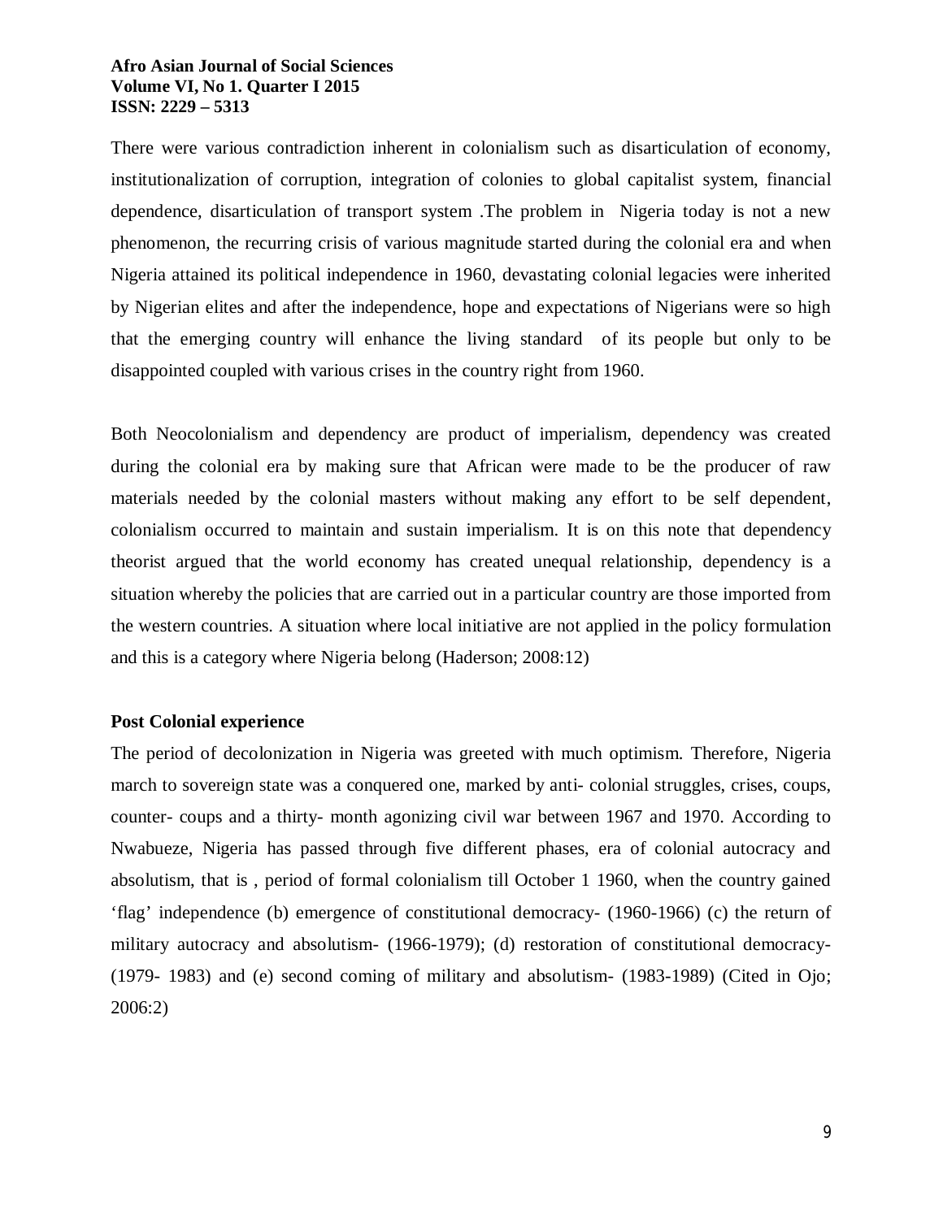There were various contradiction inherent in colonialism such as disarticulation of economy, institutionalization of corruption, integration of colonies to global capitalist system, financial dependence, disarticulation of transport system .The problem in Nigeria today is not a new phenomenon, the recurring crisis of various magnitude started during the colonial era and when Nigeria attained its political independence in 1960, devastating colonial legacies were inherited by Nigerian elites and after the independence, hope and expectations of Nigerians were so high that the emerging country will enhance the living standard of its people but only to be disappointed coupled with various crises in the country right from 1960.

Both Neocolonialism and dependency are product of imperialism, dependency was created during the colonial era by making sure that African were made to be the producer of raw materials needed by the colonial masters without making any effort to be self dependent, colonialism occurred to maintain and sustain imperialism. It is on this note that dependency theorist argued that the world economy has created unequal relationship, dependency is a situation whereby the policies that are carried out in a particular country are those imported from the western countries. A situation where local initiative are not applied in the policy formulation and this is a category where Nigeria belong (Haderson; 2008:12)

**Post Colonial experience**

The period of decolonization in Nigeria was greeted with much optimism. Therefore, Nigeria march to sovereign state was a conquered one, marked by anti- colonial struggles, crises, coups, counter- coups and a thirty- month agonizing civil war between 1967 and 1970. According to Nwabueze, Nigeria has passed through five different phases, era of colonial autocracy and absolutism, that is , period of formal colonialism till October 1 1960, when the country gained 'flag' independence (b) emergence of constitutional democracy- (1960-1966) (c) the return of military autocracy and absolutism- (1966-1979); (d) restoration of constitutional democracy- (1979- 1983) and (e) second coming of military and absolutism- (1983-1989) (Cited in Ojo; 2006:2)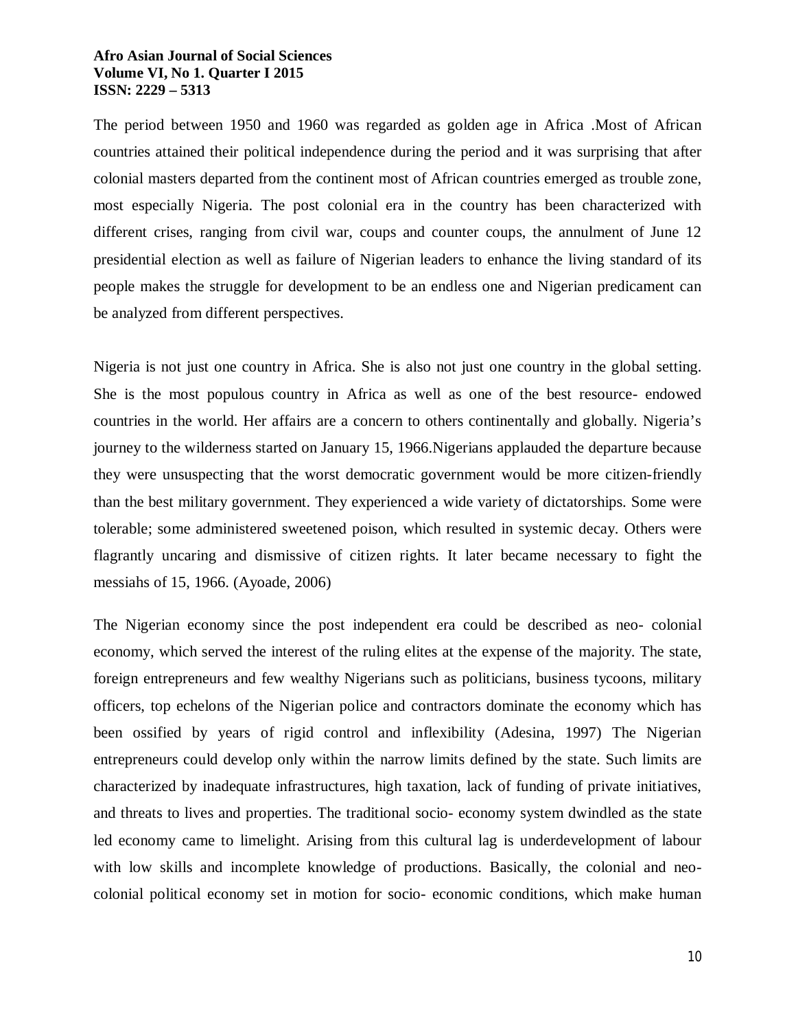The period between 1950 and 1960 was regarded as golden age in Africa .Most of African countries attained their political independence during the period and it was surprising that after colonial masters departed from the continent most of African countries emerged as trouble zone, most especially Nigeria. The post colonial era in the country has been characterized with different crises, ranging from civil war, coups and counter coups, the annulment of June 12 presidential election as well as failure of Nigerian leaders to enhance the living standard of its people makes the struggle for development to be an endless one and Nigerian predicament can be analyzed from different perspectives.

Nigeria is not just one country in Africa. She is also not just one country in the global setting. She is the most populous country in Africa as well as one of the best resource- endowed countries in the world. Her affairs are a concern to others continentally and globally. Nigeria's journey to the wilderness started on January 15, 1966.Nigerians applauded the departure because they were unsuspecting that the worst democratic government would be more citizen-friendly than the best military government. They experienced a wide variety of dictatorships. Some were tolerable; some administered sweetened poison, which resulted in systemic decay. Others were flagrantly uncaring and dismissive of citizen rights. It later became necessary to fight the messiahs of 15, 1966. (Ayoade, 2006)

The Nigerian economy since the post independent era could be described as neo- colonial economy, which served the interest of the ruling elites at the expense of the majority. The state, foreign entrepreneurs and few wealthy Nigerians such as politicians, business tycoons, military officers, top echelons of the Nigerian police and contractors dominate the economy which has been ossified by years of rigid control and inflexibility (Adesina, 1997) The Nigerian entrepreneurs could develop only within the narrow limits defined by the state. Such limits are characterized by inadequate infrastructures, high taxation, lack of funding of private initiatives, and threats to lives and properties. The traditional socio- economy system dwindled as the state led economy came to limelight. Arising from this cultural lag is underdevelopment of labour with low skills and incomplete knowledge of productions. Basically, the colonial and neo-colonial political economy set in motion for socio- economic conditions, which make human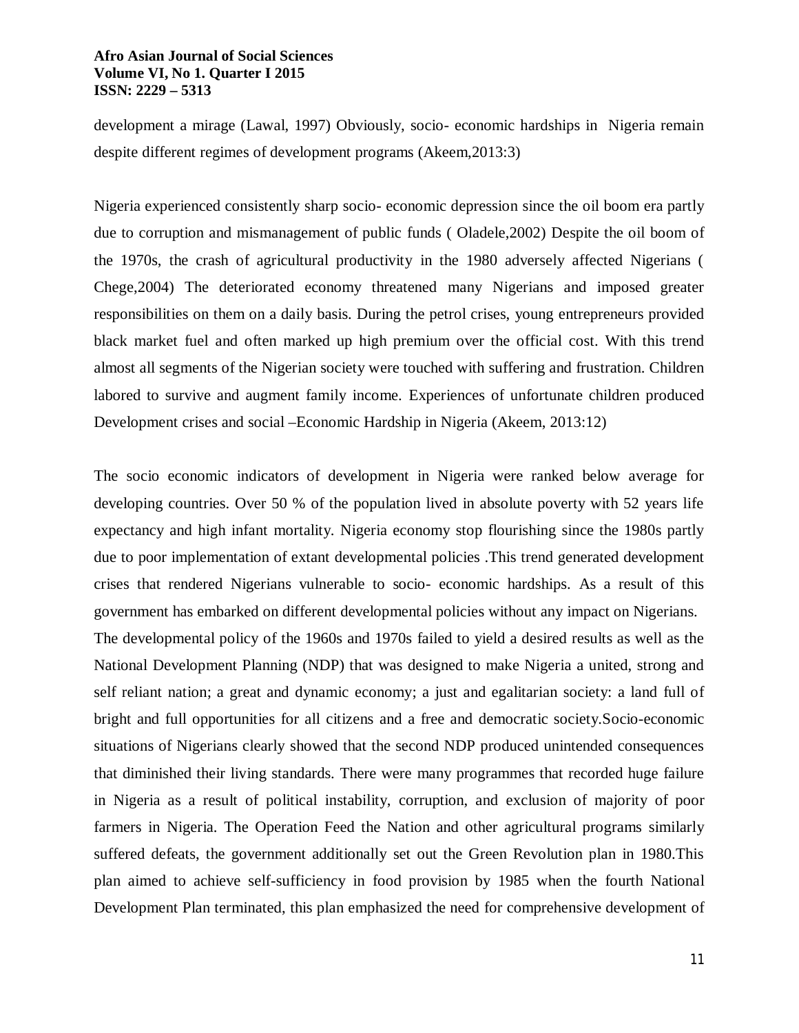development a mirage (Lawal, 1997) Obviously, socio- economic hardships in Nigeria remain despite different regimes of development programs (Akeem,2013:3)

Nigeria experienced consistently sharp socio- economic depression since the oil boom era partly due to corruption and mismanagement of public funds ( Oladele,2002) Despite the oil boom of the 1970s, the crash of agricultural productivity in the 1980 adversely affected Nigerians ( Chege,2004) The deteriorated economy threatened many Nigerians and imposed greater responsibilities on them on a daily basis. During the petrol crises, young entrepreneurs provided black market fuel and often marked up high premium over the official cost. With this trend almost all segments of the Nigerian society were touched with suffering and frustration. Children labored to survive and augment family income. Experiences of unfortunate children produced Development crises and social –Economic Hardship in Nigeria (Akeem, 2013:12)

The socio economic indicators of development in Nigeria were ranked below average for developing countries. Over 50 % of the population lived in absolute poverty with 52 years life expectancy and high infant mortality. Nigeria economy stop flourishing since the 1980s partly due to poor implementation of extant developmental policies .This trend generated development crises that rendered Nigerians vulnerable to socio- economic hardships. As a result of this government has embarked on different developmental policies without any impact on Nigerians.
The developmental policy of the 1960s and 1970s failed to yield a desired results as well as the National Development Planning (NDP) that was designed to make Nigeria a united, strong and self reliant nation; a great and dynamic economy; a just and egalitarian society: a land full of bright and full opportunities for all citizens and a free and democratic society.Socio-economic situations of Nigerians clearly showed that the second NDP produced unintended consequences that diminished their living standards. There were many programmes that recorded huge failure in Nigeria as a result of political instability, corruption, and exclusion of majority of poor farmers in Nigeria. The Operation Feed the Nation and other agricultural programs similarly suffered defeats, the government additionally set out the Green Revolution plan in 1980.This plan aimed to achieve self-sufficiency in food provision by 1985 when the fourth National Development Plan terminated, this plan emphasized the need for comprehensive development of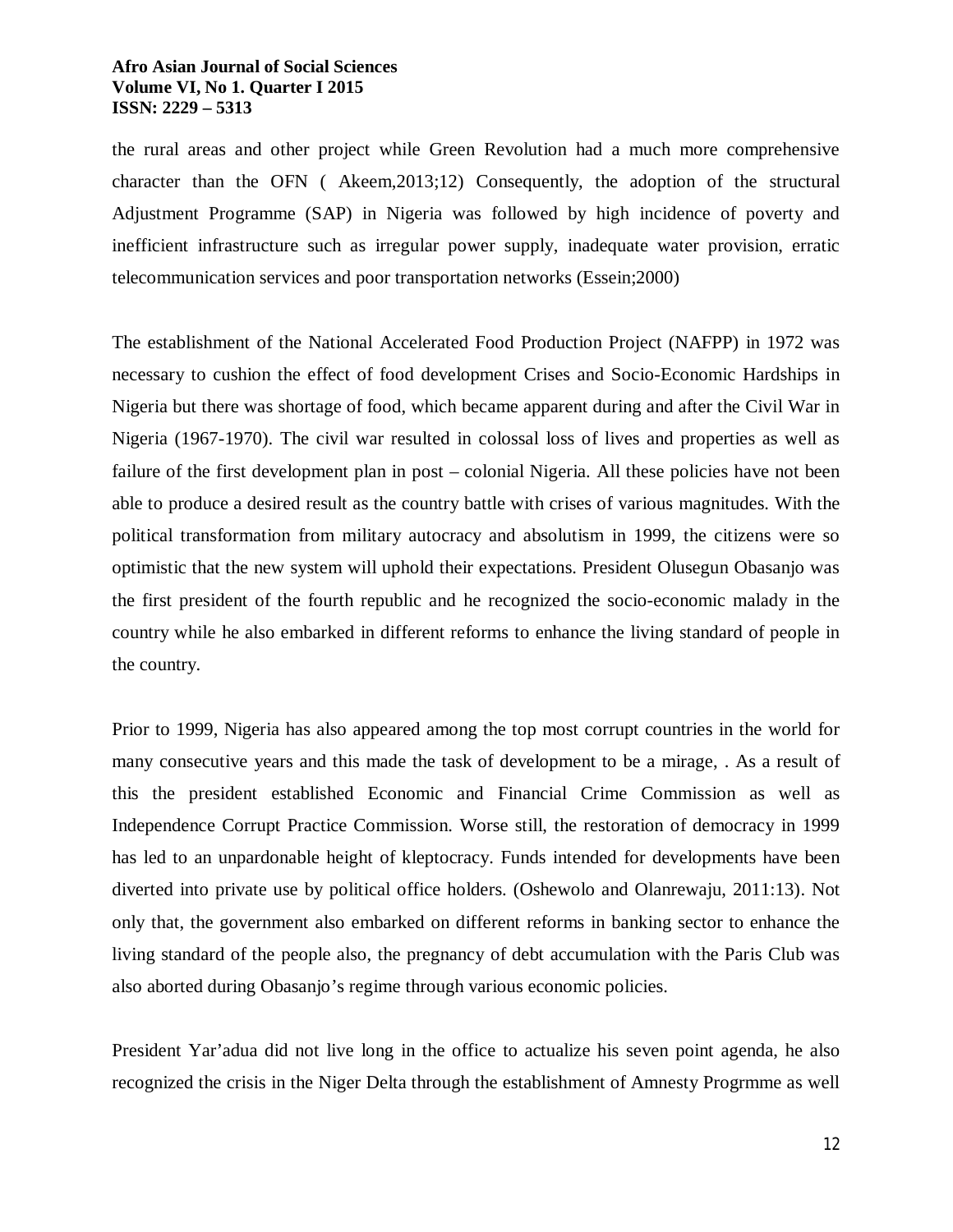the rural areas and other project while Green Revolution had a much more comprehensive character than the OFN ( Akeem,2013;12) Consequently, the adoption of the structural Adjustment Programme (SAP) in Nigeria was followed by high incidence of poverty and inefficient infrastructure such as irregular power supply, inadequate water provision, erratic telecommunication services and poor transportation networks (Essein;2000)

The establishment of the National Accelerated Food Production Project (NAFPP) in 1972 was necessary to cushion the effect of food development Crises and Socio-Economic Hardships in Nigeria but there was shortage of food, which became apparent during and after the Civil War in Nigeria (1967-1970). The civil war resulted in colossal loss of lives and properties as well as failure of the first development plan in post – colonial Nigeria. All these policies have not been able to produce a desired result as the country battle with crises of various magnitudes. With the political transformation from military autocracy and absolutism in 1999, the citizens were so optimistic that the new system will uphold their expectations. President Olusegun Obasanjo was the first president of the fourth republic and he recognized the socio-economic malady in the country while he also embarked in different reforms to enhance the living standard of people in the country.

Prior to 1999, Nigeria has also appeared among the top most corrupt countries in the world for many consecutive years and this made the task of development to be a mirage, . As a result of this the president established Economic and Financial Crime Commission as well as Independence Corrupt Practice Commission. Worse still, the restoration of democracy in 1999 has led to an unpardonable height of kleptocracy. Funds intended for developments have been diverted into private use by political office holders. (Oshewolo and Olanrewaju, 2011:13). Not only that, the government also embarked on different reforms in banking sector to enhance the living standard of the people also, the pregnancy of debt accumulation with the Paris Club was also aborted during Obasanjo's regime through various economic policies.

President Yar'adua did not live long in the office to actualize his seven point agenda, he also recognized the crisis in the Niger Delta through the establishment of Amnesty Progrmme as well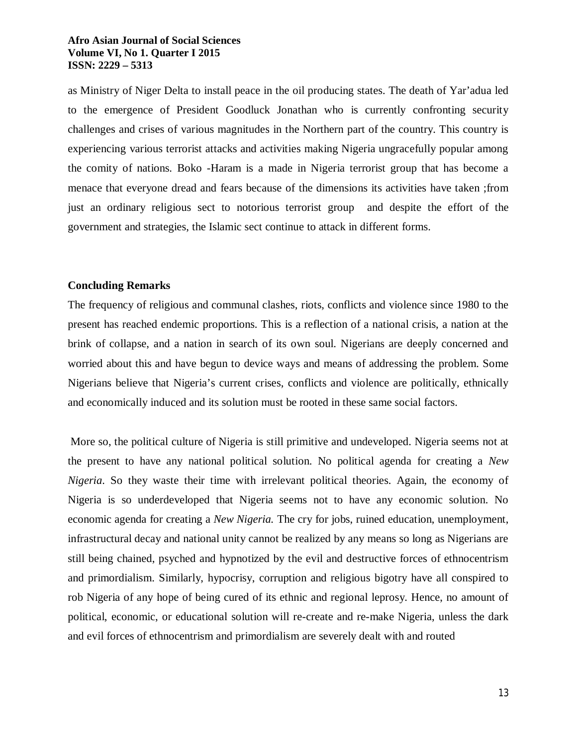as Ministry of Niger Delta to install peace in the oil producing states. The death of Yar'adua led to the emergence of President Goodluck Jonathan who is currently confronting security challenges and crises of various magnitudes in the Northern part of the country. This country is experiencing various terrorist attacks and activities making Nigeria ungracefully popular among the comity of nations. Boko -Haram is a made in Nigeria terrorist group that has become a menace that everyone dread and fears because of the dimensions its activities have taken ;from just an ordinary religious sect to notorious terrorist group and despite the effort of the government and strategies, the Islamic sect continue to attack in different forms.

## Concluding Remarks

The frequency of religious and communal clashes, riots, conflicts and violence since 1980 to the present has reached endemic proportions. This is a reflection of a national crisis, a nation at the brink of collapse, and a nation in search of its own soul. Nigerians are deeply concerned and worried about this and have begun to device ways and means of addressing the problem. Some Nigerians believe that Nigeria's current crises, conflicts and violence are politically, ethnically and economically induced and its solution must be rooted in these same social factors.

More so, the political culture of Nigeria is still primitive and undeveloped. Nigeria seems not at the present to have any national political solution. No political agenda for creating a *New Nigeria*. So they waste their time with irrelevant political theories. Again, the economy of Nigeria is so underdeveloped that Nigeria seems not to have any economic solution. No economic agenda for creating a *New Nigeria.* The cry for jobs, ruined education, unemployment, infrastructural decay and national unity cannot be realized by any means so long as Nigerians are still being chained, psyched and hypnotized by the evil and destructive forces of ethnocentrism and primordialism. Similarly, hypocrisy, corruption and religious bigotry have all conspired to rob Nigeria of any hope of being cured of its ethnic and regional leprosy. Hence, no amount of political, economic, or educational solution will re-create and re-make Nigeria, unless the dark and evil forces of ethnocentrism and primordialism are severely dealt with and routed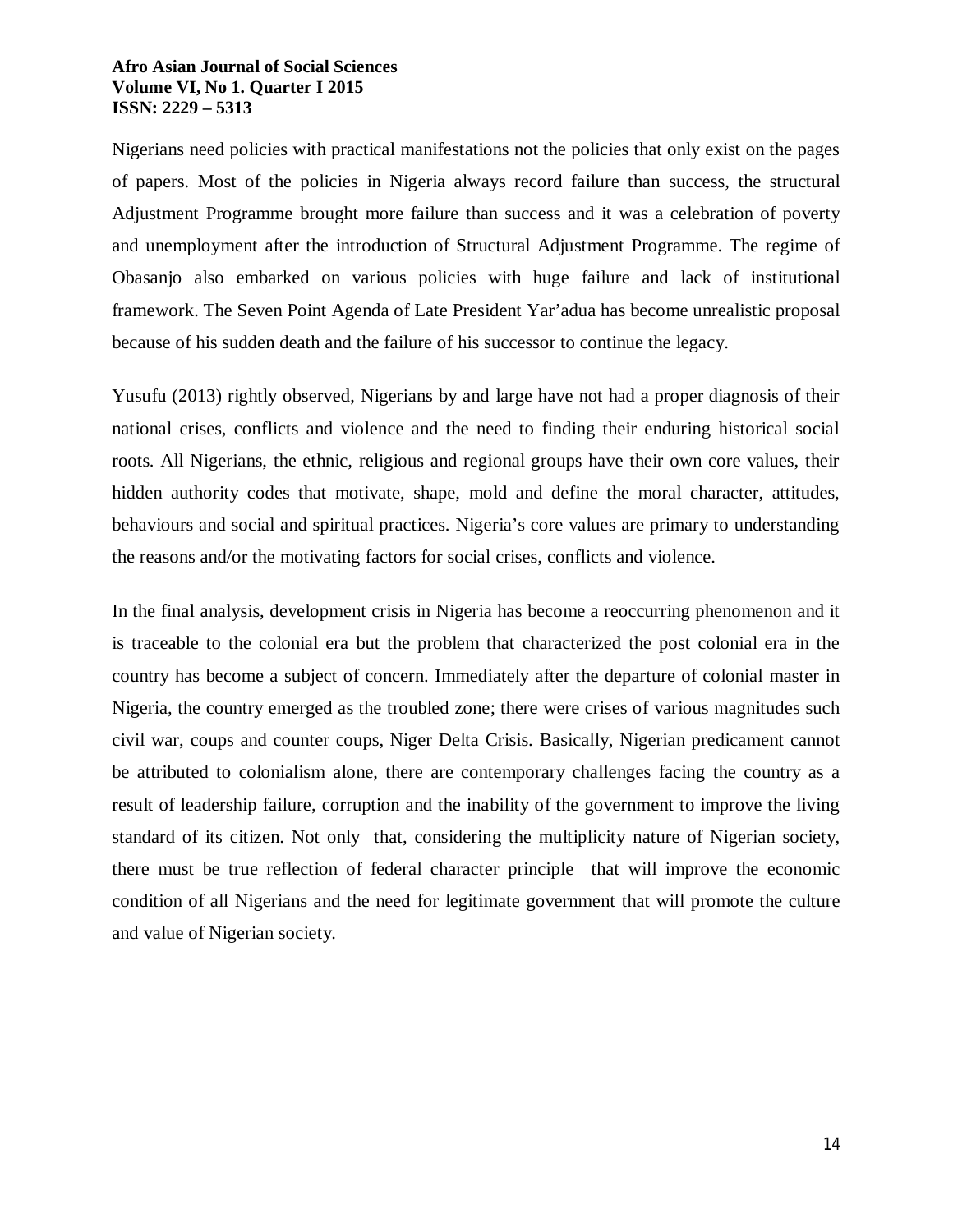Nigerians need policies with practical manifestations not the policies that only exist on the pages of papers. Most of the policies in Nigeria always record failure than success, the structural Adjustment Programme brought more failure than success and it was a celebration of poverty and unemployment after the introduction of Structural Adjustment Programme. The regime of Obasanjo also embarked on various policies with huge failure and lack of institutional framework. The Seven Point Agenda of Late President Yar'adua has become unrealistic proposal because of his sudden death and the failure of his successor to continue the legacy.

Yusufu (2013) rightly observed, Nigerians by and large have not had a proper diagnosis of their national crises, conflicts and violence and the need to finding their enduring historical social roots. All Nigerians, the ethnic, religious and regional groups have their own core values, their hidden authority codes that motivate, shape, mold and define the moral character, attitudes, behaviours and social and spiritual practices. Nigeria's core values are primary to understanding the reasons and/or the motivating factors for social crises, conflicts and violence.

In the final analysis, development crisis in Nigeria has become a reoccurring phenomenon and it is traceable to the colonial era but the problem that characterized the post colonial era in the country has become a subject of concern. Immediately after the departure of colonial master in Nigeria, the country emerged as the troubled zone; there were crises of various magnitudes such civil war, coups and counter coups, Niger Delta Crisis. Basically, Nigerian predicament cannot be attributed to colonialism alone, there are contemporary challenges facing the country as a result of leadership failure, corruption and the inability of the government to improve the living standard of its citizen. Not only that, considering the multiplicity nature of Nigerian society, there must be true reflection of federal character principle that will improve the economic condition of all Nigerians and the need for legitimate government that will promote the culture and value of Nigerian society.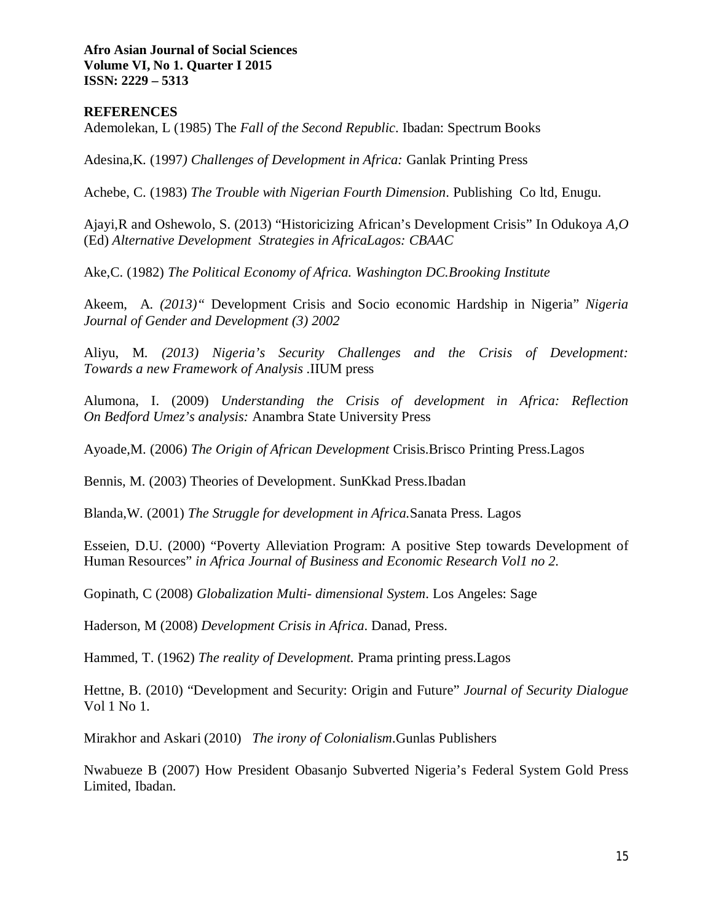## REFERENCES

Ademolekan, L (1985) The *Fall of the Second Republic*. Ibadan: Spectrum Books

Adesina,K. (1997*) Challenges of Development in Africa:* Ganlak Printing Press

Achebe, C. (1983) *The Trouble with Nigerian Fourth Dimension*. Publishing Co ltd, Enugu.

Ajayi,R and Oshewolo, S. (2013) "Historicizing African's Development Crisis" In Odukoya *A,O* (Ed) *Alternative Development Strategies in AfricaLagos: CBAAC*

Ake,C. (1982) *The Political Economy of Africa. Washington DC.Brooking Institute*

Akeem, A*. (2013)"* Development Crisis and Socio economic Hardship in Nigeria" *Nigeria Journal of Gender and Development (3) 2002*

Aliyu, M*. (2013) Nigeria's Security Challenges and the Crisis of Development: Towards a new Framework of Analysis* .IIUM press

Alumona, I. (2009) *Understanding the Crisis of development in Africa: Reflection On Bedford Umez's analysis:* Anambra State University Press

Ayoade,M. (2006) *The Origin of African Development* Crisis.Brisco Printing Press.Lagos

Bennis, M. (2003) Theories of Development. SunKkad Press.Ibadan

Blanda,W. (2001) *The Struggle for development in Africa.*Sanata Press. Lagos

Esseien, D.U. (2000) "Poverty Alleviation Program: A positive Step towards Development of Human Resources" *in Africa Journal of Business and Economic Research Vol1 no 2.*

Gopinath, C (2008) *Globalization Multi- dimensional System*. Los Angeles: Sage

Haderson, M (2008) *Development Crisis in Africa*. Danad, Press.

Hammed, T. (1962) *The reality of Development.* Prama printing press.Lagos

Hettne, B. (2010) "Development and Security: Origin and Future" *Journal of Security Dialogue* Vol 1 No 1.

Mirakhor and Askari (2010) *The irony of Colonialism*.Gunlas Publishers

Nwabueze B (2007) How President Obasanjo Subverted Nigeria's Federal System Gold Press Limited, Ibadan.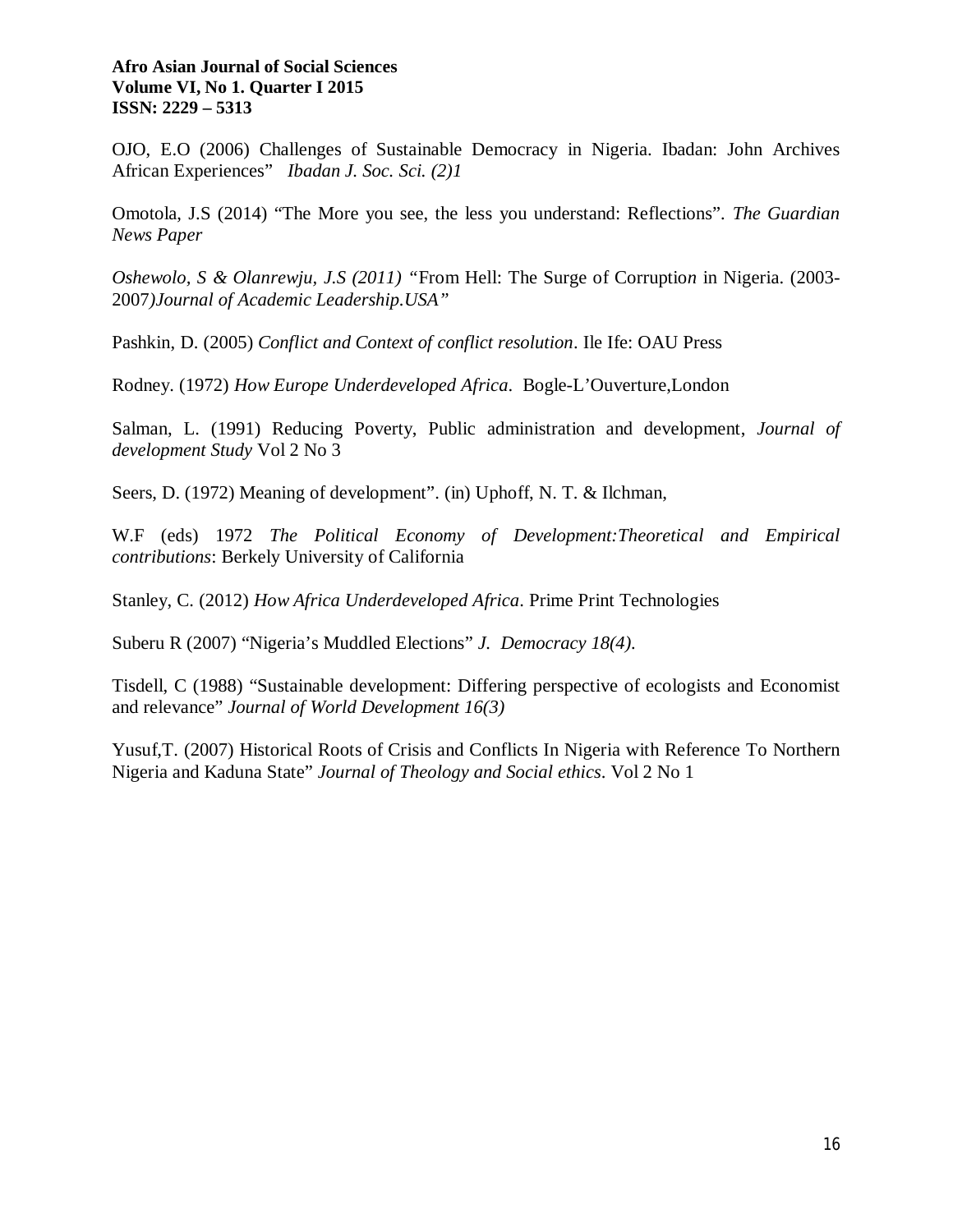OJO, E.O (2006) Challenges of Sustainable Democracy in Nigeria. Ibadan: John Archives African Experiences" *Ibadan J. Soc. Sci. (2)1*

Omotola, J.S (2014) "The More you see, the less you understand: Reflections". *The Guardian News Paper*

*Oshewolo, S & Olanrewju, J.S (2011)* "From Hell: The Surge of Corruptio*n* in Nigeria. (2003-2007*)Journal of Academic Leadership.USA"*

Pashkin, D. (2005) *Conflict and Context of conflict resolution*. Ile Ife: OAU Press

Rodney. (1972) *How Europe Underdeveloped Africa*. Bogle-L'Ouverture,London

Salman, L. (1991) Reducing Poverty, Public administration and development, *Journal of development Study* Vol 2 No 3

Seers, D. (1972) Meaning of development". (in) Uphoff, N. T. & Ilchman,

W.F (eds) 1972 *The Political Economy of Development:Theoretical and Empirical contributions*: Berkely University of California

Stanley, C. (2012) *How Africa Underdeveloped Africa*. Prime Print Technologies

Suberu R (2007) "Nigeria's Muddled Elections" *J. Democracy 18(4).*

Tisdell, C (1988) "Sustainable development: Differing perspective of ecologists and Economist and relevance" *Journal of World Development 16(3)*

Yusuf,T. (2007) Historical Roots of Crisis and Conflicts In Nigeria with Reference To Northern Nigeria and Kaduna State" *Journal of Theology and Social ethics*. Vol 2 No 1